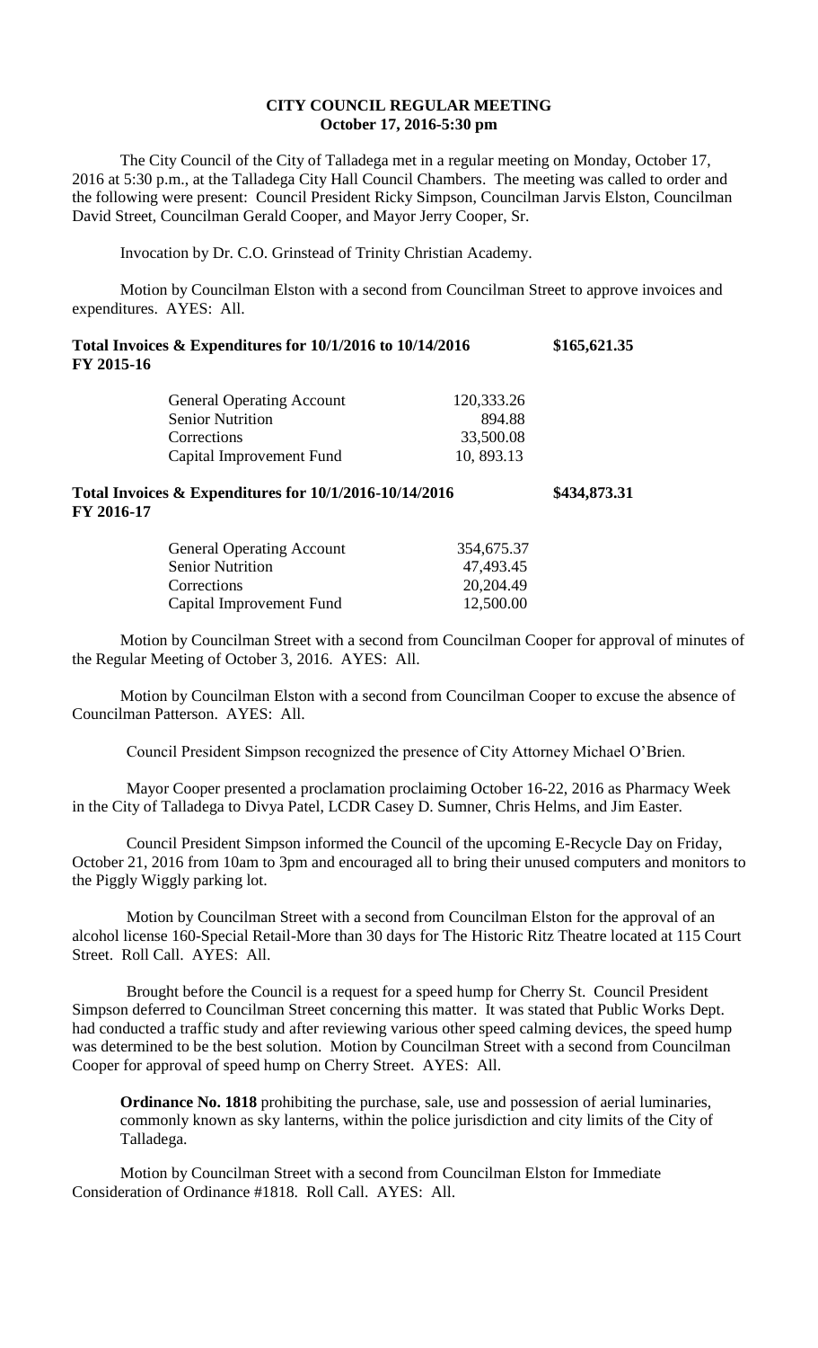# CITY COUNCIL REGULAR MEETING
## October 17, 2016-5:30 pm

The City Council of the City of Talladega met in a regular meeting on Monday, October 17, 2016 at 5:30 p.m., at the Talladega City Hall Council Chambers. The meeting was called to order and the following were present: Council President Ricky Simpson, Councilman Jarvis Elston, Councilman David Street, Councilman Gerald Cooper, and Mayor Jerry Cooper, Sr.

Invocation by Dr. C.O. Grinstead of Trinity Christian Academy.

Motion by Councilman Elston with a second from Councilman Street to approve invoices and expenditures. AYES: All.

**Total Invoices & Expenditures for 10/1/2016 to 10/14/2016 FY 2015-16** **\$165,621.35**

| | |
|---|---|
| General Operating Account | 120,333.26 |
| Senior Nutrition | 894.88 |
| Corrections | 33,500.08 |
| Capital Improvement Fund | 10, 893.13 |

**Total Invoices & Expenditures for 10/1/2016-10/14/2016 FY 2016-17** **\$434,873.31**

| | |
|---|---|
| General Operating Account | 354,675.37 |
| Senior Nutrition | 47,493.45 |
| Corrections | 20,204.49 |
| Capital Improvement Fund | 12,500.00 |

Motion by Councilman Street with a second from Councilman Cooper for approval of minutes of the Regular Meeting of October 3, 2016. AYES: All.

Motion by Councilman Elston with a second from Councilman Cooper to excuse the absence of Councilman Patterson. AYES: All.

Council President Simpson recognized the presence of City Attorney Michael O'Brien.

Mayor Cooper presented a proclamation proclaiming October 16-22, 2016 as Pharmacy Week in the City of Talladega to Divya Patel, LCDR Casey D. Sumner, Chris Helms, and Jim Easter.

Council President Simpson informed the Council of the upcoming E-Recycle Day on Friday, October 21, 2016 from 10am to 3pm and encouraged all to bring their unused computers and monitors to the Piggly Wiggly parking lot.

Motion by Councilman Street with a second from Councilman Elston for the approval of an alcohol license 160-Special Retail-More than 30 days for The Historic Ritz Theatre located at 115 Court Street. Roll Call. AYES: All.

Brought before the Council is a request for a speed hump for Cherry St. Council President Simpson deferred to Councilman Street concerning this matter. It was stated that Public Works Dept. had conducted a traffic study and after reviewing various other speed calming devices, the speed hump was determined to be the best solution. Motion by Councilman Street with a second from Councilman Cooper for approval of speed hump on Cherry Street. AYES: All.

**Ordinance No. 1818** prohibiting the purchase, sale, use and possession of aerial luminaries, commonly known as sky lanterns, within the police jurisdiction and city limits of the City of Talladega.

Motion by Councilman Street with a second from Councilman Elston for Immediate Consideration of Ordinance #1818. Roll Call. AYES: All.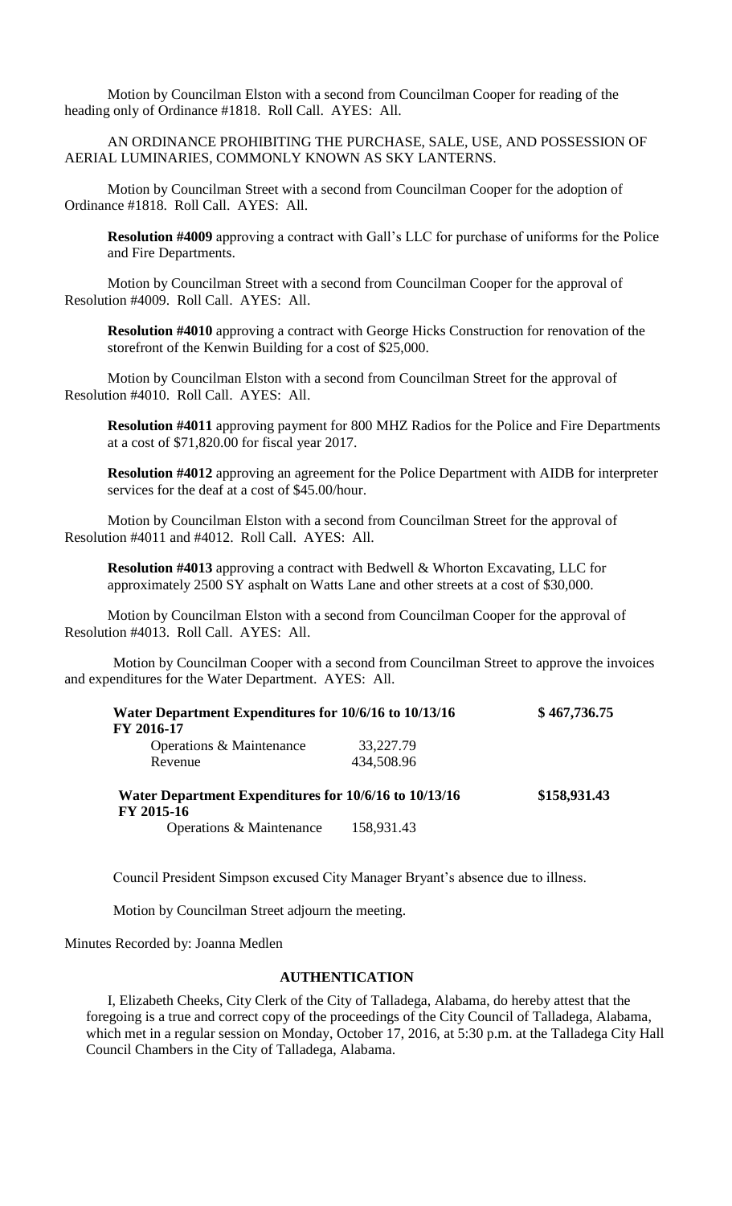Motion by Councilman Elston with a second from Councilman Cooper for reading of the heading only of Ordinance #1818. Roll Call. AYES: All.

AN ORDINANCE PROHIBITING THE PURCHASE, SALE, USE, AND POSSESSION OF AERIAL LUMINARIES, COMMONLY KNOWN AS SKY LANTERNS.

Motion by Councilman Street with a second from Councilman Cooper for the adoption of Ordinance #1818. Roll Call. AYES: All.

**Resolution #4009** approving a contract with Gall's LLC for purchase of uniforms for the Police and Fire Departments.

Motion by Councilman Street with a second from Councilman Cooper for the approval of Resolution #4009. Roll Call. AYES: All.

**Resolution #4010** approving a contract with George Hicks Construction for renovation of the storefront of the Kenwin Building for a cost of $25,000.

Motion by Councilman Elston with a second from Councilman Street for the approval of Resolution #4010. Roll Call. AYES: All.

**Resolution #4011** approving payment for 800 MHZ Radios for the Police and Fire Departments at a cost of $71,820.00 for fiscal year 2017.

**Resolution #4012** approving an agreement for the Police Department with AIDB for interpreter services for the deaf at a cost of $45.00/hour.

Motion by Councilman Elston with a second from Councilman Street for the approval of Resolution #4011 and #4012. Roll Call. AYES: All.

**Resolution #4013** approving a contract with Bedwell & Whorton Excavating, LLC for approximately 2500 SY asphalt on Watts Lane and other streets at a cost of $30,000.

Motion by Councilman Elston with a second from Councilman Cooper for the approval of Resolution #4013. Roll Call. AYES: All.

Motion by Councilman Cooper with a second from Councilman Street to approve the invoices and expenditures for the Water Department. AYES: All.

| | | |
|---|---|---|
| **Water Department Expenditures for 10/6/16 to 10/13/16** | | **$ 467,736.75** |
| **FY 2016-17** | | |
| Operations & Maintenance | 33,227.79 | |
| Revenue | 434,508.96 | |
| **Water Department Expenditures for 10/6/16 to 10/13/16** | | **$158,931.43** |
| **FY 2015-16** | | |
| Operations & Maintenance | 158,931.43 | |

Council President Simpson excused City Manager Bryant's absence due to illness.

Motion by Councilman Street adjourn the meeting.

Minutes Recorded by: Joanna Medlen

## AUTHENTICATION

I, Elizabeth Cheeks, City Clerk of the City of Talladega, Alabama, do hereby attest that the foregoing is a true and correct copy of the proceedings of the City Council of Talladega, Alabama, which met in a regular session on Monday, October 17, 2016, at 5:30 p.m. at the Talladega City Hall Council Chambers in the City of Talladega, Alabama.